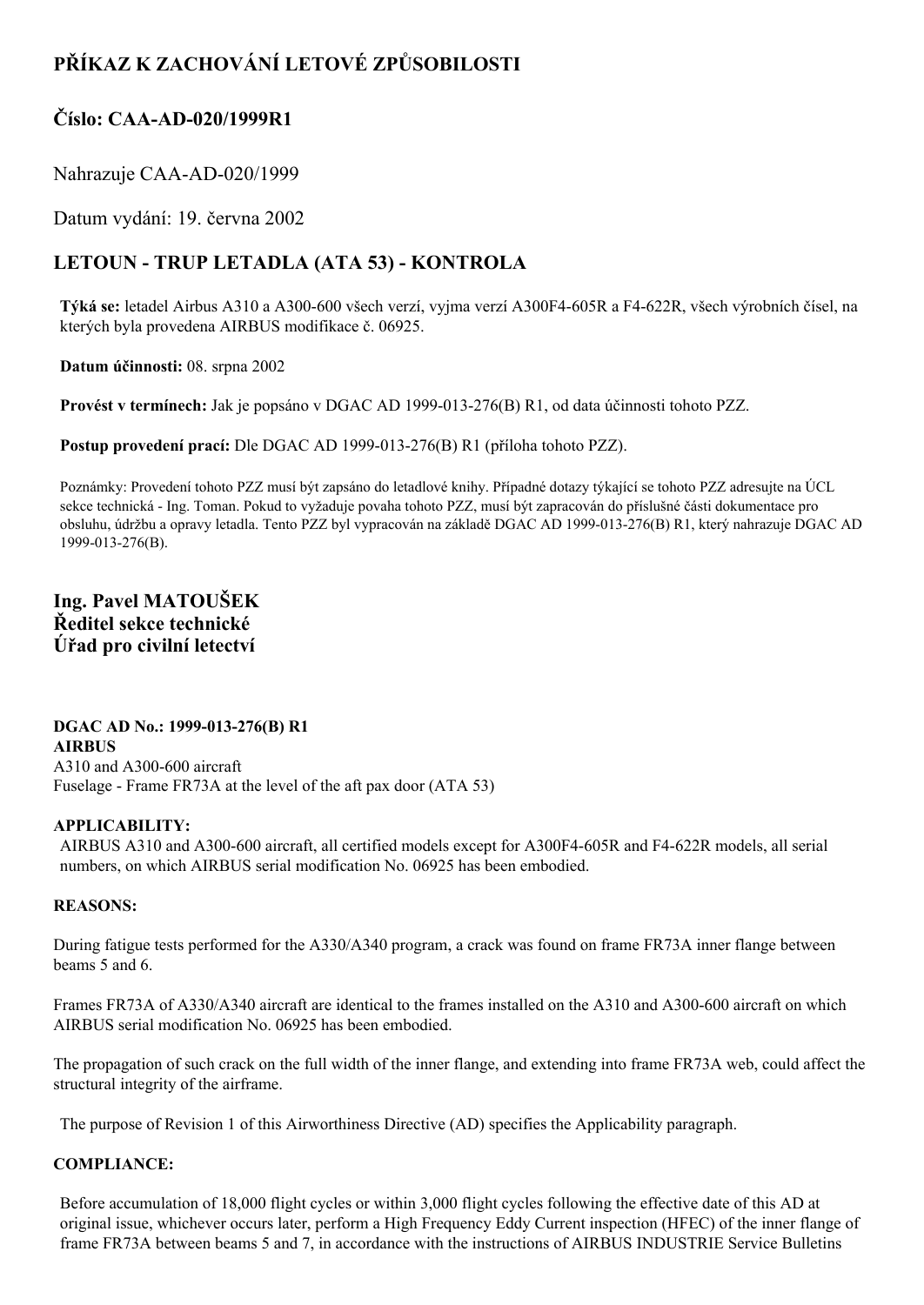# PŘÍKAZ K ZACHOVÁNÍ LETOVÉ ZPŮSOBILOSTI

## Číslo: CAA-AD-020/1999R1

Nahrazuje CAA-AD-020/1999

Datum vydání: 19. června 2002

## LETOUN - TRUP LETADLA (ATA 53) - KONTROLA

**Týká se:** letadel Airbus A310 a A300-600 všech verzí, vyjma verzí A300F4-605R a F4-622R, všech výrobních čísel, na kterých byla provedena AIRBUS modifikace č. 06925.

**Datum účinnosti:** 08. srpna 2002

**Provést v termínech:** Jak je popsáno v DGAC AD 1999-013-276(B) R1, od data účinnosti tohoto PZZ.

**Postup provedení prací:** Dle DGAC AD 1999-013-276(B) R1 (příloha tohoto PZZ).

Poznámky: Provedení tohoto PZZ musí být zapsáno do letadlové knihy. Případné dotazy týkající se tohoto PZZ adresujte na ÚCL sekce technická - Ing. Toman. Pokud to vyžaduje povaha tohoto PZZ, musí být zapracován do příslušné části dokumentace pro obsluhu, údržbu a opravy letadla. Tento PZZ byl vypracován na základě DGAC AD 1999-013-276(B) R1, který nahrazuje DGAC AD 1999-013-276(B).

**Ing. Pavel MATOUŠEK**
**Ředitel sekce technické**
**Úřad pro civilní letectví**

**DGAC AD No.: 1999-013-276(B) R1**
**AIRBUS**
A310 and A300-600 aircraft
Fuselage - Frame FR73A at the level of the aft pax door (ATA 53)

**APPLICABILITY:**

AIRBUS A310 and A300-600 aircraft, all certified models except for A300F4-605R and F4-622R models, all serial numbers, on which AIRBUS serial modification No. 06925 has been embodied.

**REASONS:**

During fatigue tests performed for the A330/A340 program, a crack was found on frame FR73A inner flange between beams 5 and 6.

Frames FR73A of A330/A340 aircraft are identical to the frames installed on the A310 and A300-600 aircraft on which AIRBUS serial modification No. 06925 has been embodied.

The propagation of such crack on the full width of the inner flange, and extending into frame FR73A web, could affect the structural integrity of the airframe.

The purpose of Revision 1 of this Airworthiness Directive (AD) specifies the Applicability paragraph.

**COMPLIANCE:**

Before accumulation of 18,000 flight cycles or within 3,000 flight cycles following the effective date of this AD at original issue, whichever occurs later, perform a High Frequency Eddy Current inspection (HFEC) of the inner flange of frame FR73A between beams 5 and 7, in accordance with the instructions of AIRBUS INDUSTRIE Service Bulletins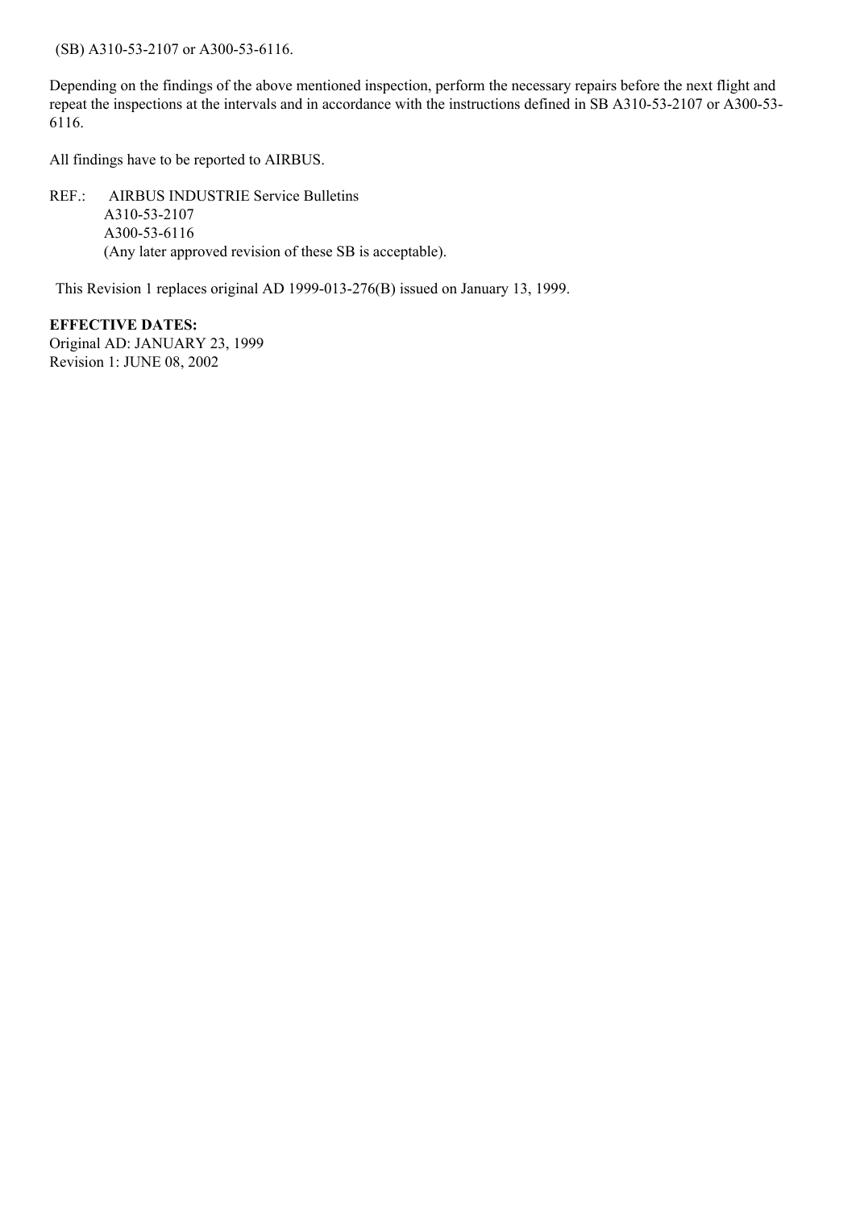(SB) A310-53-2107 or A300-53-6116.

Depending on the findings of the above mentioned inspection, perform the necessary repairs before the next flight and repeat the inspections at the intervals and in accordance with the instructions defined in SB A310-53-2107 or A300-53-6116.

All findings have to be reported to AIRBUS.

REF.: AIRBUS INDUSTRIE Service Bulletins
A310-53-2107
A300-53-6116
(Any later approved revision of these SB is acceptable).

This Revision 1 replaces original AD 1999-013-276(B) issued on January 13, 1999.

**EFFECTIVE DATES:**
Original AD: JANUARY 23, 1999
Revision 1: JUNE 08, 2002